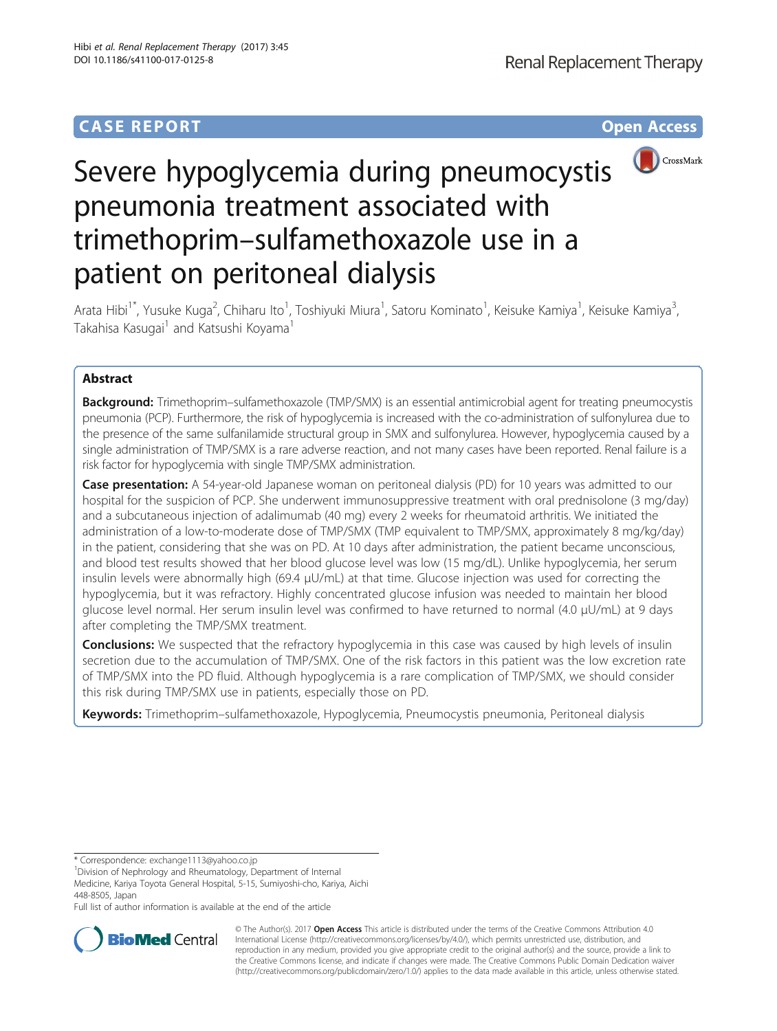CASE REPORT

Open Access

# Severe hypoglycemia during pneumocystis pneumonia treatment associated with trimethoprim–sulfamethoxazole use in a patient on peritoneal dialysis

Arata Hibi[1*], Yusuke Kuga[2], Chiharu Ito[1], Toshiyuki Miura[1], Satoru Kominato[1], Keisuke Kamiya[1], Keisuke Kamiya[3], Takahisa Kasugai[1] and Katsushi Koyama[1]

## Abstract

**Background:** Trimethoprim–sulfamethoxazole (TMP/SMX) is an essential antimicrobial agent for treating pneumocystis pneumonia (PCP). Furthermore, the risk of hypoglycemia is increased with the co-administration of sulfonylurea due to the presence of the same sulfanilamide structural group in SMX and sulfonylurea. However, hypoglycemia caused by a single administration of TMP/SMX is a rare adverse reaction, and not many cases have been reported. Renal failure is a risk factor for hypoglycemia with single TMP/SMX administration.

**Case presentation:** A 54-year-old Japanese woman on peritoneal dialysis (PD) for 10 years was admitted to our hospital for the suspicion of PCP. She underwent immunosuppressive treatment with oral prednisolone (3 mg/day) and a subcutaneous injection of adalimumab (40 mg) every 2 weeks for rheumatoid arthritis. We initiated the administration of a low-to-moderate dose of TMP/SMX (TMP equivalent to TMP/SMX, approximately 8 mg/kg/day) in the patient, considering that she was on PD. At 10 days after administration, the patient became unconscious, and blood test results showed that her blood glucose level was low (15 mg/dL). Unlike hypoglycemia, her serum insulin levels were abnormally high (69.4 μU/mL) at that time. Glucose injection was used for correcting the hypoglycemia, but it was refractory. Highly concentrated glucose infusion was needed to maintain her blood glucose level normal. Her serum insulin level was confirmed to have returned to normal (4.0 μU/mL) at 9 days after completing the TMP/SMX treatment.

**Conclusions:** We suspected that the refractory hypoglycemia in this case was caused by high levels of insulin secretion due to the accumulation of TMP/SMX. One of the risk factors in this patient was the low excretion rate of TMP/SMX into the PD fluid. Although hypoglycemia is a rare complication of TMP/SMX, we should consider this risk during TMP/SMX use in patients, especially those on PD.

**Keywords:** Trimethoprim–sulfamethoxazole, Hypoglycemia, Pneumocystis pneumonia, Peritoneal dialysis

---

* Correspondence: exchange1113@yahoo.co.jp

[1]Division of Nephrology and Rheumatology, Department of Internal Medicine, Kariya Toyota General Hospital, 5-15, Sumiyoshi-cho, Kariya, Aichi 448-8505, Japan

Full list of author information is available at the end of the article

© The Author(s). 2017 **Open Access** This article is distributed under the terms of the Creative Commons Attribution 4.0 International License (http://creativecommons.org/licenses/by/4.0/), which permits unrestricted use, distribution, and reproduction in any medium, provided you give appropriate credit to the original author(s) and the source, provide a link to the Creative Commons license, and indicate if changes were made. The Creative Commons Public Domain Dedication waiver (http://creativecommons.org/publicdomain/zero/1.0/) applies to the data made available in this article, unless otherwise stated.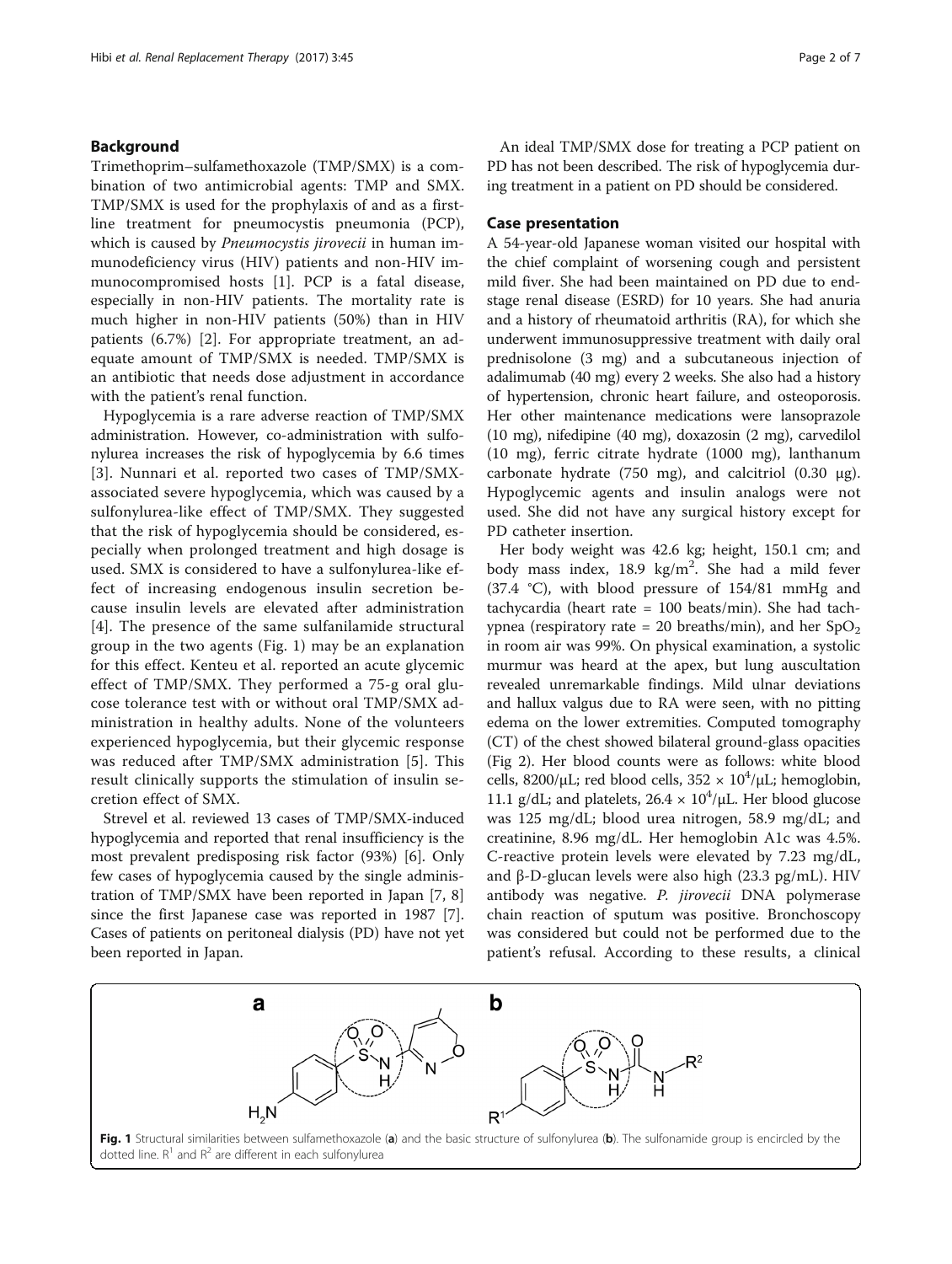## Background

Trimethoprim–sulfamethoxazole (TMP/SMX) is a combination of two antimicrobial agents: TMP and SMX. TMP/SMX is used for the prophylaxis of and as a first-line treatment for pneumocystis pneumonia (PCP), which is caused by *Pneumocystis jirovecii* in human immunodeficiency virus (HIV) patients and non-HIV immunocompromised hosts [1]. PCP is a fatal disease, especially in non-HIV patients. The mortality rate is much higher in non-HIV patients (50%) than in HIV patients (6.7%) [2]. For appropriate treatment, an adequate amount of TMP/SMX is needed. TMP/SMX is an antibiotic that needs dose adjustment in accordance with the patient's renal function.

Hypoglycemia is a rare adverse reaction of TMP/SMX administration. However, co-administration with sulfonylurea increases the risk of hypoglycemia by 6.6 times [3]. Nunnari et al. reported two cases of TMP/SMX-associated severe hypoglycemia, which was caused by a sulfonylurea-like effect of TMP/SMX. They suggested that the risk of hypoglycemia should be considered, especially when prolonged treatment and high dosage is used. SMX is considered to have a sulfonylurea-like effect of increasing endogenous insulin secretion because insulin levels are elevated after administration [4]. The presence of the same sulfanilamide structural group in the two agents (Fig. 1) may be an explanation for this effect. Kenteu et al. reported an acute glycemic effect of TMP/SMX. They performed a 75-g oral glucose tolerance test with or without oral TMP/SMX administration in healthy adults. None of the volunteers experienced hypoglycemia, but their glycemic response was reduced after TMP/SMX administration [5]. This result clinically supports the stimulation of insulin secretion effect of SMX.

Strevel et al. reviewed 13 cases of TMP/SMX-induced hypoglycemia and reported that renal insufficiency is the most prevalent predisposing risk factor (93%) [6]. Only few cases of hypoglycemia caused by the single administration of TMP/SMX have been reported in Japan [7, 8] since the first Japanese case was reported in 1987 [7]. Cases of patients on peritoneal dialysis (PD) have not yet been reported in Japan.

An ideal TMP/SMX dose for treating a PCP patient on PD has not been described. The risk of hypoglycemia during treatment in a patient on PD should be considered.

## Case presentation

A 54-year-old Japanese woman visited our hospital with the chief complaint of worsening cough and persistent mild fiver. She had been maintained on PD due to end-stage renal disease (ESRD) for 10 years. She had anuria and a history of rheumatoid arthritis (RA), for which she underwent immunosuppressive treatment with daily oral prednisolone (3 mg) and a subcutaneous injection of adalimumab (40 mg) every 2 weeks. She also had a history of hypertension, chronic heart failure, and osteoporosis. Her other maintenance medications were lansoprazole (10 mg), nifedipine (40 mg), doxazosin (2 mg), carvedilol (10 mg), ferric citrate hydrate (1000 mg), lanthanum carbonate hydrate (750 mg), and calcitriol (0.30 μg). Hypoglycemic agents and insulin analogs were not used. She did not have any surgical history except for PD catheter insertion.

Her body weight was 42.6 kg; height, 150.1 cm; and body mass index, 18.9 kg/m$^2$. She had a mild fever (37.4 °C), with blood pressure of 154/81 mmHg and tachycardia (heart rate = 100 beats/min). She had tachypnea (respiratory rate = 20 breaths/min), and her $SpO_2$ in room air was 99%. On physical examination, a systolic murmur was heard at the apex, but lung auscultation revealed unremarkable findings. Mild ulnar deviations and hallux valgus due to RA were seen, with no pitting edema on the lower extremities. Computed tomography (CT) of the chest showed bilateral ground-glass opacities (Fig 2). Her blood counts were as follows: white blood cells, 8200/μL; red blood cells, $352 \times 10^4$/μL; hemoglobin, 11.1 g/dL; and platelets, $26.4 \times 10^4$/μL. Her blood glucose was 125 mg/dL; blood urea nitrogen, 58.9 mg/dL; and creatinine, 8.96 mg/dL. Her hemoglobin A1c was 4.5%. C-reactive protein levels were elevated by 7.23 mg/dL, and β-D-glucan levels were also high (23.3 pg/mL). HIV antibody was negative. *P. jirovecii* DNA polymerase chain reaction of sputum was positive. Bronchoscopy was considered but could not be performed due to the patient's refusal. According to these results, a clinical

**Fig. 1** Structural similarities between sulfamethoxazole (**a**) and the basic structure of sulfonylurea (**b**). The sulfonamide group is encircled by the dotted line. $R^1$ and $R^2$ are different in each sulfonylurea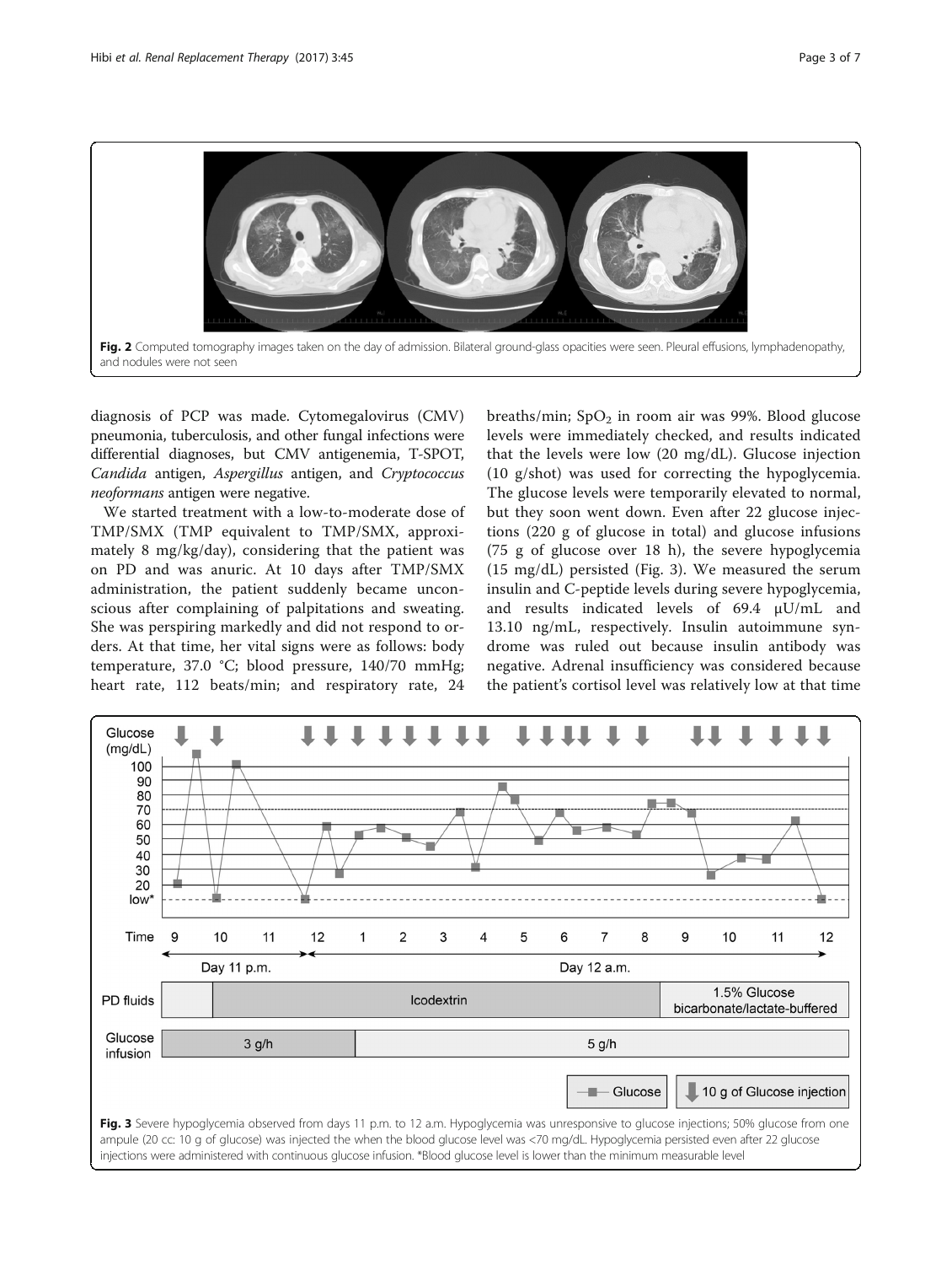Fig. 2 Computed tomography images taken on the day of admission. Bilateral ground-glass opacities were seen. Pleural effusions, lymphadenopathy, and nodules were not seen

diagnosis of PCP was made. Cytomegalovirus (CMV) pneumonia, tuberculosis, and other fungal infections were differential diagnoses, but CMV antigenemia, T-SPOT, *Candida* antigen, *Aspergillus* antigen, and *Cryptococcus neoformans* antigen were negative.

We started treatment with a low-to-moderate dose of TMP/SMX (TMP equivalent to TMP/SMX, approximately 8 mg/kg/day), considering that the patient was on PD and was anuric. At 10 days after TMP/SMX administration, the patient suddenly became unconscious after complaining of palpitations and sweating. She was perspiring markedly and did not respond to orders. At that time, her vital signs were as follows: body temperature, 37.0 °C; blood pressure, 140/70 mmHg; heart rate, 112 beats/min; and respiratory rate, 24 breaths/min; $SpO_2$ in room air was 99%. Blood glucose levels were immediately checked, and results indicated that the levels were low (20 mg/dL). Glucose injection (10 g/shot) was used for correcting the hypoglycemia. The glucose levels were temporarily elevated to normal, but they soon went down. Even after 22 glucose injections (220 g of glucose in total) and glucose infusions (75 g of glucose over 18 h), the severe hypoglycemia (15 mg/dL) persisted (Fig. 3). We measured the serum insulin and C-peptide levels during severe hypoglycemia, and results indicated levels of 69.4 μU/mL and 13.10 ng/mL, respectively. Insulin autoimmune syndrome was ruled out because insulin antibody was negative. Adrenal insufficiency was considered because the patient's cortisol level was relatively low at that time

Fig. 3 Severe hypoglycemia observed from days 11 p.m. to 12 a.m. Hypoglycemia was unresponsive to glucose injections; 50% glucose from one ampule (20 cc: 10 g of glucose) was injected the when the blood glucose level was <70 mg/dL. Hypoglycemia persisted even after 22 glucose injections were administered with continuous glucose infusion. *Blood glucose level is lower than the minimum measurable level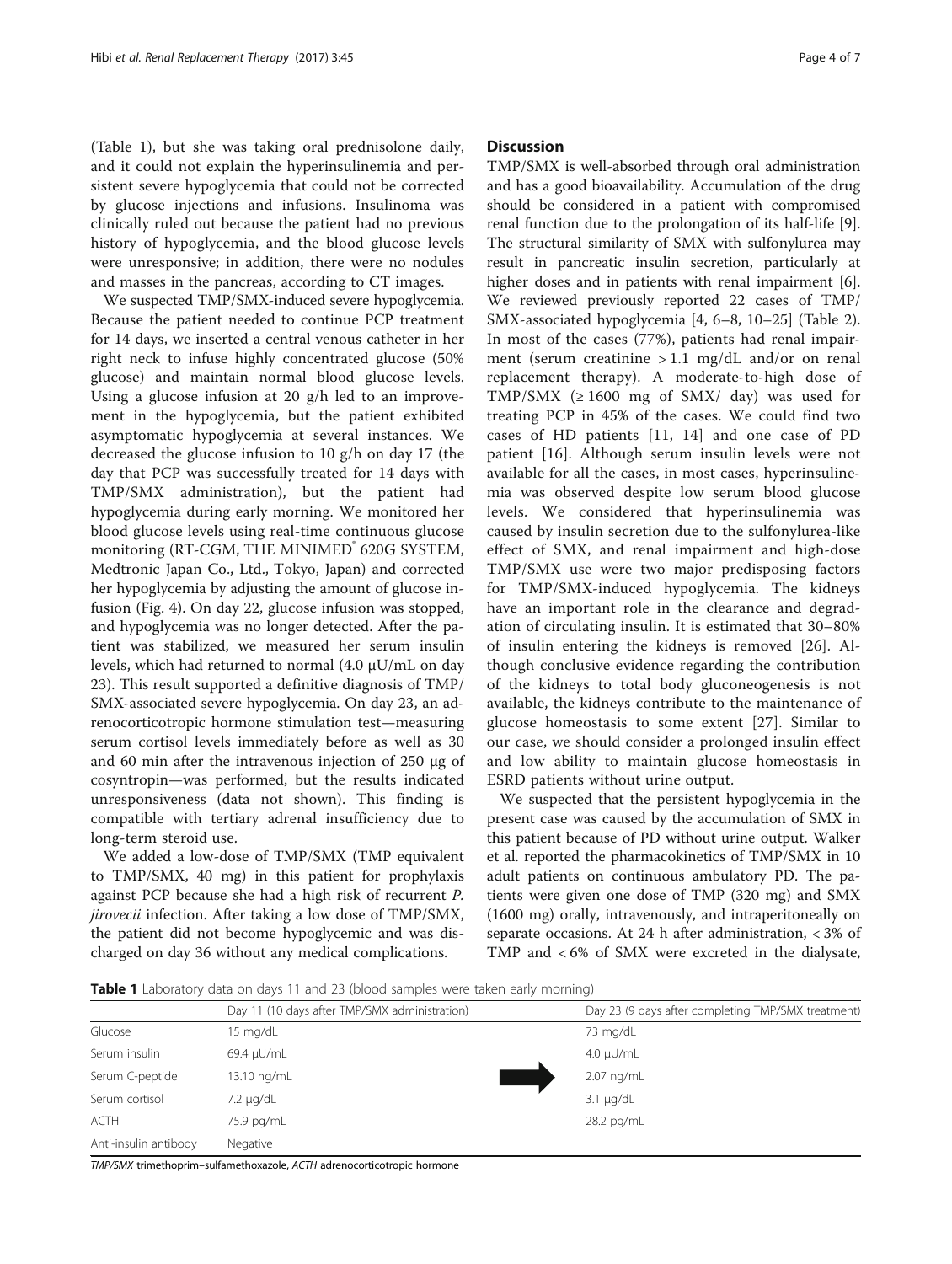(Table 1), but she was taking oral prednisolone daily, and it could not explain the hyperinsulinemia and persistent severe hypoglycemia that could not be corrected by glucose injections and infusions. Insulinoma was clinically ruled out because the patient had no previous history of hypoglycemia, and the blood glucose levels were unresponsive; in addition, there were no nodules and masses in the pancreas, according to CT images.

We suspected TMP/SMX-induced severe hypoglycemia. Because the patient needed to continue PCP treatment for 14 days, we inserted a central venous catheter in her right neck to infuse highly concentrated glucose (50% glucose) and maintain normal blood glucose levels. Using a glucose infusion at 20 g/h led to an improvement in the hypoglycemia, but the patient exhibited asymptomatic hypoglycemia at several instances. We decreased the glucose infusion to 10 g/h on day 17 (the day that PCP was successfully treated for 14 days with TMP/SMX administration), but the patient had hypoglycemia during early morning. We monitored her blood glucose levels using real-time continuous glucose monitoring (RT-CGM, THE MINIMED® 620G SYSTEM, Medtronic Japan Co., Ltd., Tokyo, Japan) and corrected her hypoglycemia by adjusting the amount of glucose infusion (Fig. 4). On day 22, glucose infusion was stopped, and hypoglycemia was no longer detected. After the patient was stabilized, we measured her serum insulin levels, which had returned to normal (4.0 μU/mL on day 23). This result supported a definitive diagnosis of TMP/SMX-associated severe hypoglycemia. On day 23, an adrenocorticotropic hormone stimulation test—measuring serum cortisol levels immediately before as well as 30 and 60 min after the intravenous injection of 250 μg of cosyntropin—was performed, but the results indicated unresponsiveness (data not shown). This finding is compatible with tertiary adrenal insufficiency due to long-term steroid use.

We added a low-dose of TMP/SMX (TMP equivalent to TMP/SMX, 40 mg) in this patient for prophylaxis against PCP because she had a high risk of recurrent *P. jirovecii* infection. After taking a low dose of TMP/SMX, the patient did not become hypoglycemic and was discharged on day 36 without any medical complications.

## Discussion

TMP/SMX is well-absorbed through oral administration and has a good bioavailability. Accumulation of the drug should be considered in a patient with compromised renal function due to the prolongation of its half-life [9]. The structural similarity of SMX with sulfonylurea may result in pancreatic insulin secretion, particularly at higher doses and in patients with renal impairment [6]. We reviewed previously reported 22 cases of TMP/SMX-associated hypoglycemia [4, 6–8, 10–25] (Table 2). In most of the cases (77%), patients had renal impairment (serum creatinine > 1.1 mg/dL and/or on renal replacement therapy). A moderate-to-high dose of TMP/SMX (≥ 1600 mg of SMX/ day) was used for treating PCP in 45% of the cases. We could find two cases of HD patients [11, 14] and one case of PD patient [16]. Although serum insulin levels were not available for all the cases, in most cases, hyperinsulinemia was observed despite low serum blood glucose levels. We considered that hyperinsulinemia was caused by insulin secretion due to the sulfonylurea-like effect of SMX, and renal impairment and high-dose TMP/SMX use were two major predisposing factors for TMP/SMX-induced hypoglycemia. The kidneys have an important role in the clearance and degradation of circulating insulin. It is estimated that 30–80% of insulin entering the kidneys is removed [26]. Although conclusive evidence regarding the contribution of the kidneys to total body gluconeogenesis is not available, the kidneys contribute to the maintenance of glucose homeostasis to some extent [27]. Similar to our case, we should consider a prolonged insulin effect and low ability to maintain glucose homeostasis in ESRD patients without urine output.

We suspected that the persistent hypoglycemia in the present case was caused by the accumulation of SMX in this patient because of PD without urine output. Walker et al. reported the pharmacokinetics of TMP/SMX in 10 adult patients on continuous ambulatory PD. The patients were given one dose of TMP (320 mg) and SMX (1600 mg) orally, intravenously, and intraperitoneally on separate occasions. At 24 h after administration, < 3% of TMP and < 6% of SMX were excreted in the dialysate,

**Table 1** Laboratory data on days 11 and 23 (blood samples were taken early morning)

| | Day 11 (10 days after TMP/SMX administration) | Day 23 (9 days after completing TMP/SMX treatment) |
|---|---|---|
| Glucose | 15 mg/dL | 73 mg/dL |
| Serum insulin | 69.4 μU/mL | 4.0 μU/mL |
| Serum C-peptide | 13.10 ng/mL | 2.07 ng/mL |
| Serum cortisol | 7.2 μg/dL | 3.1 μg/dL |
| ACTH | 75.9 pg/mL | 28.2 pg/mL |
| Anti-insulin antibody | Negative | |

*TMP/SMX* trimethoprim–sulfamethoxazole, *ACTH* adrenocorticotropic hormone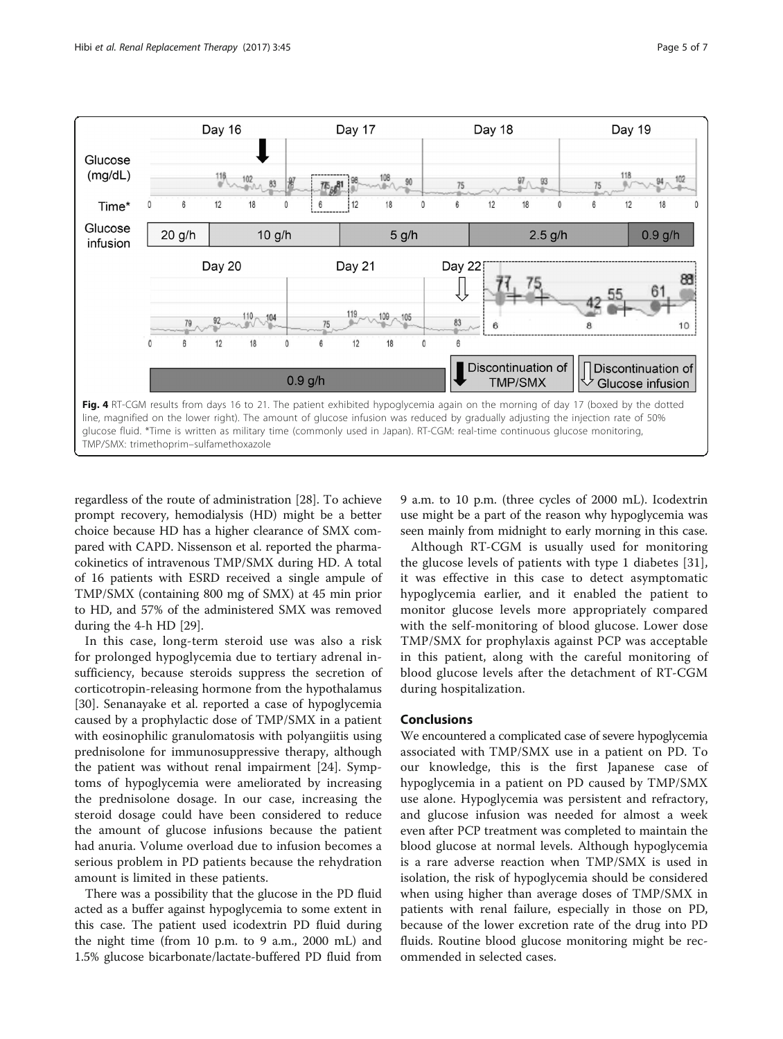Fig. 4 RT-CGM results from days 16 to 21. The patient exhibited hypoglycemia again on the morning of day 17 (boxed by the dotted line, magnified on the lower right). The amount of glucose infusion was reduced by gradually adjusting the injection rate of 50% glucose fluid. *Time is written as military time (commonly used in Japan). RT-CGM: real-time continuous glucose monitoring, TMP/SMX: trimethoprim–sulfamethoxazole

regardless of the route of administration [28]. To achieve prompt recovery, hemodialysis (HD) might be a better choice because HD has a higher clearance of SMX compared with CAPD. Nissenson et al. reported the pharmacokinetics of intravenous TMP/SMX during HD. A total of 16 patients with ESRD received a single ampule of TMP/SMX (containing 800 mg of SMX) at 45 min prior to HD, and 57% of the administered SMX was removed during the 4-h HD [29].

In this case, long-term steroid use was also a risk for prolonged hypoglycemia due to tertiary adrenal insufficiency, because steroids suppress the secretion of corticotropin-releasing hormone from the hypothalamus [30]. Senanayake et al. reported a case of hypoglycemia caused by a prophylactic dose of TMP/SMX in a patient with eosinophilic granulomatosis with polyangiitis using prednisolone for immunosuppressive therapy, although the patient was without renal impairment [24]. Symptoms of hypoglycemia were ameliorated by increasing the prednisolone dosage. In our case, increasing the steroid dosage could have been considered to reduce the amount of glucose infusions because the patient had anuria. Volume overload due to infusion becomes a serious problem in PD patients because the rehydration amount is limited in these patients.

There was a possibility that the glucose in the PD fluid acted as a buffer against hypoglycemia to some extent in this case. The patient used icodextrin PD fluid during the night time (from 10 p.m. to 9 a.m., 2000 mL) and 1.5% glucose bicarbonate/lactate-buffered PD fluid from 9 a.m. to 10 p.m. (three cycles of 2000 mL). Icodextrin use might be a part of the reason why hypoglycemia was seen mainly from midnight to early morning in this case.

Although RT-CGM is usually used for monitoring the glucose levels of patients with type 1 diabetes [31], it was effective in this case to detect asymptomatic hypoglycemia earlier, and it enabled the patient to monitor glucose levels more appropriately compared with the self-monitoring of blood glucose. Lower dose TMP/SMX for prophylaxis against PCP was acceptable in this patient, along with the careful monitoring of blood glucose levels after the detachment of RT-CGM during hospitalization.

## Conclusions

We encountered a complicated case of severe hypoglycemia associated with TMP/SMX use in a patient on PD. To our knowledge, this is the first Japanese case of hypoglycemia in a patient on PD caused by TMP/SMX use alone. Hypoglycemia was persistent and refractory, and glucose infusion was needed for almost a week even after PCP treatment was completed to maintain the blood glucose at normal levels. Although hypoglycemia is a rare adverse reaction when TMP/SMX is used in isolation, the risk of hypoglycemia should be considered when using higher than average doses of TMP/SMX in patients with renal failure, especially in those on PD, because of the lower excretion rate of the drug into PD fluids. Routine blood glucose monitoring might be recommended in selected cases.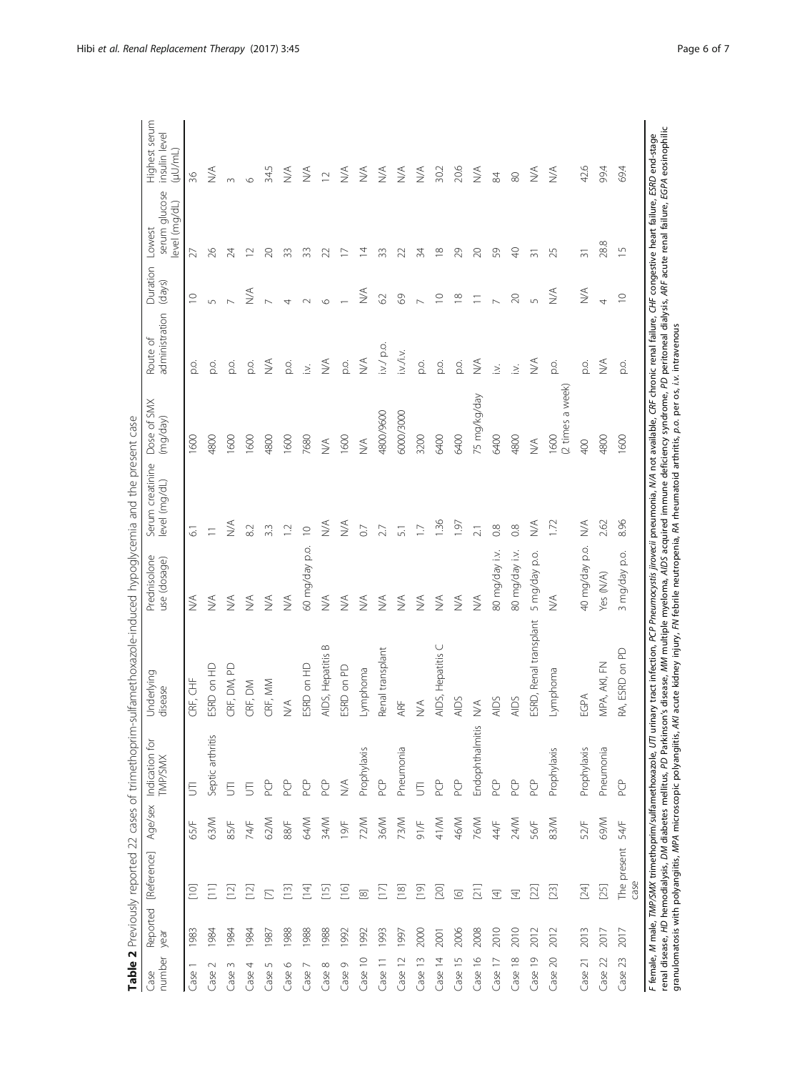**Table 2** Previously reported 22 cases of trimethoprim-sulfamethoxazole-induced hypoglycemia and the present case

| Case number | Reported year | [Reference] | Age/sex | Indication for TMP/SMX | Underlying disease | Prednisolone use (dosage) | Serum creatinine level (mg/dL) | Dose of SMX (mg/day) | Route of administration | Duration (days) | Lowest serum glucose level (mg/dL) | Highest serum insulin level (μU/mL) |
|---|---|---|---|---|---|---|---|---|---|---|---|---|
| Case 1 | 1983 | [10] | 65/F | UTI | CRF, CHF | N/A | 6.1 | 1600 | p.o. | 10 | 27 | 36 |
| Case 2 | 1984 | [11] | 63/M | Septic arthritis | ESRD on HD | N/A | 11 | 4800 | p.o. | 5 | 26 | N/A |
| Case 3 | 1984 | [12] | 85/F | UTI | CRF, DM, PD | N/A | N/A | 1600 | p.o. | 7 | 24 | 3 |
| Case 4 | 1984 | [12] | 74/F | UTI | CRF, DM | N/A | 8.2 | 1600 | p.o. | N/A | 12 | 6 |
| Case 5 | 1987 | [7] | 62/M | PCP | CRF, MM | N/A | 3.3 | 4800 | N/A | 7 | 20 | 34.5 |
| Case 6 | 1988 | [13] | 88/F | PCP | N/A | N/A | 1.2 | 1600 | p.o. | 4 | 33 | N/A |
| Case 7 | 1988 | [14] | 64/M | PCP | ESRD on HD | 60 mg/day p.o. | 10 | 7680 | i.v. | 2 | 33 | N/A |
| Case 8 | 1988 | [15] | 34/M | PCP | AIDS, Hepatitis B | N/A | N/A | N/A | N/A | 6 | 22 | 12 |
| Case 9 | 1992 | [16] | 19/F | N/A | ESRD on PD | N/A | N/A | 1600 | p.o. | 1 | 17 | N/A |
| Case 10 | 1992 | [8] | 72/M | Prophylaxis | Lymphoma | N/A | 0.7 | N/A | N/A | N/A | 14 | N/A |
| Case 11 | 1993 | [17] | 36/M | PCP | Renal transplant | N/A | 2.7 | 4800/9600 | i.v./ p.o. | 62 | 33 | N/A |
| Case 12 | 1997 | [18] | 73/M | Pneumonia | ARF | N/A | 5.1 | 6000/3000 | i.v./i.v. | 69 | 22 | N/A |
| Case 13 | 2000 | [19] | 91/F | UTI | N/A | N/A | 1.7 | 3200 | p.o. | 7 | 34 | N/A |
| Case 14 | 2001 | [20] | 41/M | PCP | AIDS, Hepatitis C | N/A | 1.36 | 6400 | p.o. | 10 | 18 | 30.2 |
| Case 15 | 2006 | [6] | 46/M | PCP | AIDS | N/A | 1.97 | 6400 | p.o. | 18 | 29 | 20.6 |
| Case 16 | 2008 | [21] | 76/M | Endophthalmitis | N/A | N/A | 2.1 | 75 mg/kg/day | N/A | 11 | 20 | N/A |
| Case 17 | 2010 | [4] | 44/F | PCP | AIDS | 80 mg/day i.v. | 0.8 | 6400 | i.v. | 7 | 59 | 84 |
| Case 18 | 2010 | [4] | 24/M | PCP | AIDS | 80 mg/day i.v. | 0.8 | 4800 | i.v. | 20 | 40 | 80 |
| Case 19 | 2012 | [22] | 56/F | PCP | ESRD, Renal transplant | 5 mg/day p.o. | N/A | N/A | N/A | 5 | 31 | N/A |
| Case 20 | 2012 | [23] | 83/M | Prophylaxis | Lymphoma | N/A | 1.72 | 1600 (2 times a week) | p.o. | N/A | 25 | N/A |
| Case 21 | 2013 | [24] | 52/F | Prophylaxis | EGPA | 40 mg/day p.o. | N/A | 400 | p.o. | N/A | 31 | 42.6 |
| Case 22 | 2017 | [25] | 69/M | Pneumonia | MPA, AKI, FN | Yes (N/A) | 2.62 | 4800 | N/A | 4 | 28.8 | 99.4 |
| Case 23 | 2017 | The present case | 54/F | PCP | RA, ESRD on PD | 3 mg/day p.o. | 8.96 | 1600 | p.o. | 10 | 15 | 69.4 |

*F* female, *M* male, *TMP/SMX* trimethoprim/sulfamethoxazole, *UTI* urinary tract infection, *PCP Pneumocystis jirovecii* pneumonia, *N/A* not available, *CRF* chronic renal failure, *CHF* congestive heart failure, *ESRD* end-stage renal disease, *HD* hemodialysis, *DM* diabetes mellitus, *PD* Parkinson's disease, *MM* multiple myeloma, *AIDS* acquired immune deficiency syndrome, *PD* peritoneal dialysis, *ARF* acute renal failure, *EGPA* eosinophilic granulomatosis with polyangiitis, *MPA* microscopic polyangiitis, *AKI* acute kidney injury, *FN* febrile neutropenia, *RA* rheumatoid arthritis, *p.o.* per os, *i.v.* intravenous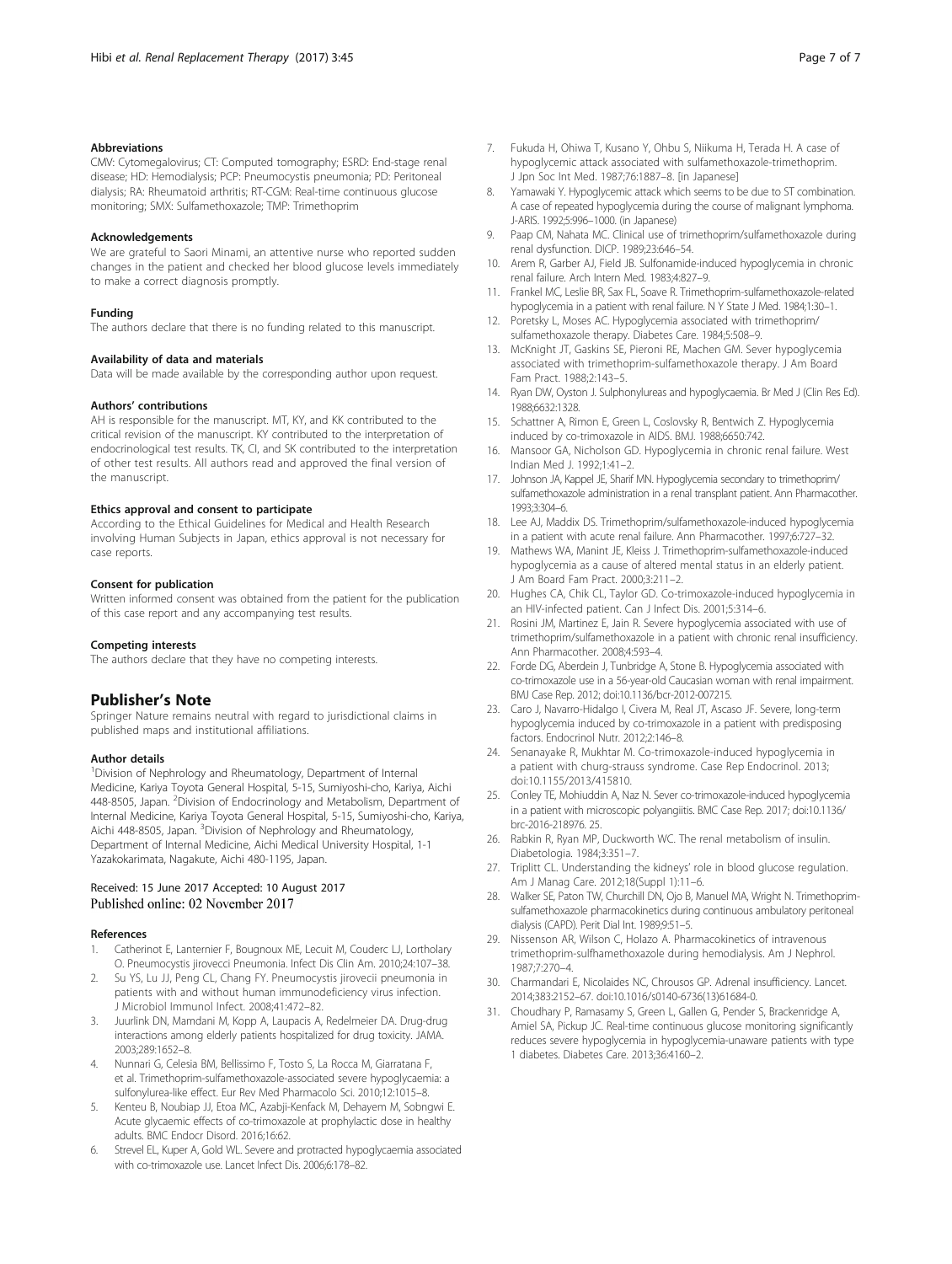### Abbreviations

CMV: Cytomegalovirus; CT: Computed tomography; ESRD: End-stage renal disease; HD: Hemodialysis; PCP: Pneumocystis pneumonia; PD: Peritoneal dialysis; RA: Rheumatoid arthritis; RT-CGM: Real-time continuous glucose monitoring; SMX: Sulfamethoxazole; TMP: Trimethoprim

### Acknowledgements

We are grateful to Saori Minami, an attentive nurse who reported sudden changes in the patient and checked her blood glucose levels immediately to make a correct diagnosis promptly.

### Funding

The authors declare that there is no funding related to this manuscript.

### Availability of data and materials

Data will be made available by the corresponding author upon request.

### Authors' contributions

AH is responsible for the manuscript. MT, KY, and KK contributed to the critical revision of the manuscript. KY contributed to the interpretation of endocrinological test results. TK, CI, and SK contributed to the interpretation of other test results. All authors read and approved the final version of the manuscript.

### Ethics approval and consent to participate

According to the Ethical Guidelines for Medical and Health Research involving Human Subjects in Japan, ethics approval is not necessary for case reports.

### Consent for publication

Written informed consent was obtained from the patient for the publication of this case report and any accompanying test results.

### Competing interests

The authors declare that they have no competing interests.

## Publisher's Note

Springer Nature remains neutral with regard to jurisdictional claims in published maps and institutional affiliations.

### Author details

[1]Division of Nephrology and Rheumatology, Department of Internal Medicine, Kariya Toyota General Hospital, 5-15, Sumiyoshi-cho, Kariya, Aichi 448-8505, Japan. [2]Division of Endocrinology and Metabolism, Department of Internal Medicine, Kariya Toyota General Hospital, 5-15, Sumiyoshi-cho, Kariya, Aichi 448-8505, Japan. [3]Division of Nephrology and Rheumatology, Department of Internal Medicine, Aichi Medical University Hospital, 1-1 Yazakokarimata, Nagakute, Aichi 480-1195, Japan.

Received: 15 June 2017 Accepted: 10 August 2017
Published online: 02 November 2017

### References

1. Catherinot E, Lanternier F, Bougnoux ME, Lecuit M, Couderc LJ, Lortholary O. Pneumocystis jirovecci Pneumonia. Infect Dis Clin Am. 2010;24:107–38.
2. Su YS, Lu JJ, Peng CL, Chang FY. Pneumocystis jirovecii pneumonia in patients with and without human immunodeficiency virus infection. J Microbiol Immunol Infect. 2008;41:472–82.
3. Juurlink DN, Mamdani M, Kopp A, Laupacis A, Redelmeier DA. Drug-drug interactions among elderly patients hospitalized for drug toxicity. JAMA. 2003;289:1652–8.
4. Nunnari G, Celesia BM, Bellissimo F, Tosto S, La Rocca M, Giarratana F, et al. Trimethoprim-sulfamethoxazole-associated severe hypoglycaemia: a sulfonylurea-like effect. Eur Rev Med Pharmacolo Sci. 2010;12:1015–8.
5. Kenteu B, Noubiap JJ, Etoa MC, Azabji-Kenfack M, Dehayem M, Sobngwi E. Acute glycaemic effects of co-trimoxazole at prophylactic dose in healthy adults. BMC Endocr Disord. 2016;16:62.
6. Strevel EL, Kuper A, Gold WL. Severe and protracted hypoglycaemia associated with co-trimoxazole use. Lancet Infect Dis. 2006;6:178–82.
7. Fukuda H, Ohiwa T, Kusano Y, Ohbu S, Niikuma H, Terada H. A case of hypoglycemic attack associated with sulfamethoxazole-trimethoprim. J Jpn Soc Int Med. 1987;76:1887–8. [in Japanese]
8. Yamawaki Y. Hypoglycemic attack which seems to be due to ST combination. A case of repeated hypoglycemia during the course of malignant lymphoma. J-ARIS. 1992;5:996–1000. (in Japanese)
9. Paap CM, Nahata MC. Clinical use of trimethoprim/sulfamethoxazole during renal dysfunction. DICP. 1989;23:646–54.
10. Arem R, Garber AJ, Field JB. Sulfonamide-induced hypoglycemia in chronic renal failure. Arch Intern Med. 1983;4:827–9.
11. Frankel MC, Leslie BR, Sax FL, Soave R. Trimethoprim-sulfamethoxazole-related hypoglycemia in a patient with renal failure. N Y State J Med. 1984;1:30–1.
12. Poretsky L, Moses AC. Hypoglycemia associated with trimethoprim/sulfamethoxazole therapy. Diabetes Care. 1984;5:508–9.
13. McKnight JT, Gaskins SE, Pieroni RE, Machen GM. Sever hypoglycemia associated with trimethoprim-sulfamethoxazole therapy. J Am Board Fam Pract. 1988;2:143–5.
14. Ryan DW, Oyston J. Sulphonylureas and hypoglycaemia. Br Med J (Clin Res Ed). 1988;6632:1328.
15. Schattner A, Rimon E, Green L, Coslovsky R, Bentwich Z. Hypoglycemia induced by co-trimoxazole in AIDS. BMJ. 1988;6650:742.
16. Mansoor GA, Nicholson GD. Hypoglycemia in chronic renal failure. West Indian Med J. 1992;1:41–2.
17. Johnson JA, Kappel JE, Sharif MN. Hypoglycemia secondary to trimethoprim/sulfamethoxazole administration in a renal transplant patient. Ann Pharmacother. 1993;3:304–6.
18. Lee AJ, Maddix DS. Trimethoprim/sulfamethoxazole-induced hypoglycemia in a patient with acute renal failure. Ann Pharmacother. 1997;6:727–32.
19. Mathews WA, Manint JE, Kleiss J. Trimethoprim-sulfamethoxazole-induced hypoglycemia as a cause of altered mental status in an elderly patient. J Am Board Fam Pract. 2000;3:211–2.
20. Hughes CA, Chik CL, Taylor GD. Co-trimoxazole-induced hypoglycemia in an HIV-infected patient. Can J Infect Dis. 2001;5:314–6.
21. Rosini JM, Martinez E, Jain R. Severe hypoglycemia associated with use of trimethoprim/sulfamethoxazole in a patient with chronic renal insufficiency. Ann Pharmacother. 2008;4:593–4.
22. Forde DG, Aberdein J, Tunbridge A, Stone B. Hypoglycemia associated with co-trimoxazole use in a 56-year-old Caucasian woman with renal impairment. BMJ Case Rep. 2012; doi:10.1136/bcr-2012-007215.
23. Caro J, Navarro-Hidalgo I, Civera M, Real JT, Ascaso JF. Severe, long-term hypoglycemia induced by co-trimoxazole in a patient with predisposing factors. Endocrinol Nutr. 2012;2:146–8.
24. Senanayake R, Mukhtar M. Co-trimoxazole-induced hypoglycemia in a patient with churg-strauss syndrome. Case Rep Endocrinol. 2013; doi:10.1155/2013/415810.
25. Conley TE, Mohiuddin A, Naz N. Sever co-trimoxazole-induced hypoglycemia in a patient with microscopic polyangiitis. BMC Case Rep. 2017; doi:10.1136/brc-2016-218976. 25.
26. Rabkin R, Ryan MP, Duckworth WC. The renal metabolism of insulin. Diabetologia. 1984;3:351–7.
27. Triplitt CL. Understanding the kidneys' role in blood glucose regulation. Am J Manag Care. 2012;18(Suppl 1):11–6.
28. Walker SE, Paton TW, Churchill DN, Ojo B, Manuel MA, Wright N. Trimethoprim-sulfamethoxazole pharmacokinetics during continuous ambulatory peritoneal dialysis (CAPD). Perit Dial Int. 1989;9:51–5.
29. Nissenson AR, Wilson C, Holazo A. Pharmacokinetics of intravenous trimethoprim-sulfhamethoxazole during hemodialysis. Am J Nephrol. 1987;7:270–4.
30. Charmandari E, Nicolaides NC, Chrousos GP. Adrenal insufficiency. Lancet. 2014;383:2152–67. doi:10.1016/s0140-6736(13)61684-0.
31. Choudhary P, Ramasamy S, Green L, Gallen G, Pender S, Brackenridge A, Amiel SA, Pickup JC. Real-time continuous glucose monitoring significantly reduces severe hypoglycemia in hypoglycemia-unaware patients with type 1 diabetes. Diabetes Care. 2013;36:4160–2.